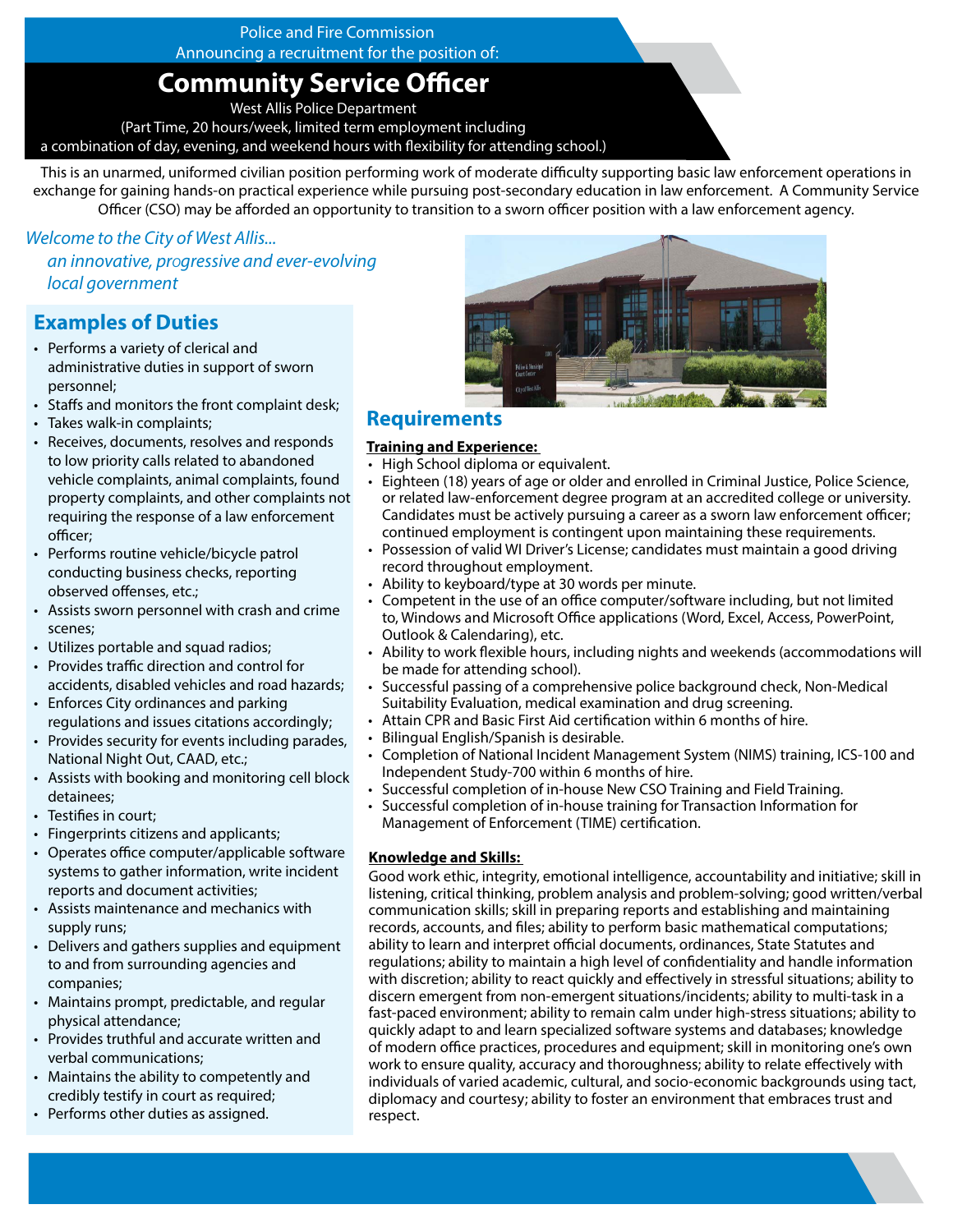Police and Fire Commission
Announcing a recruitment for the position of:

# Community Service Officer

West Allis Police Department
(Part Time, 20 hours/week, limited term employment including
a combination of day, evening, and weekend hours with flexibility for attending school.)

This is an unarmed, uniformed civilian position performing work of moderate difficulty supporting basic law enforcement operations in exchange for gaining hands-on practical experience while pursuing post-secondary education in law enforcement. A Community Service Officer (CSO) may be afforded an opportunity to transition to a sworn officer position with a law enforcement agency.

*Welcome to the City of West Allis...
an innovative, progressive and ever-evolving local government*

## Examples of Duties

- Performs a variety of clerical and administrative duties in support of sworn personnel;
- Staffs and monitors the front complaint desk;
- Takes walk-in complaints;
- Receives, documents, resolves and responds to low priority calls related to abandoned vehicle complaints, animal complaints, found property complaints, and other complaints not requiring the response of a law enforcement officer;
- Performs routine vehicle/bicycle patrol conducting business checks, reporting observed offenses, etc.;
- Assists sworn personnel with crash and crime scenes;
- Utilizes portable and squad radios;
- Provides traffic direction and control for accidents, disabled vehicles and road hazards;
- Enforces City ordinances and parking regulations and issues citations accordingly;
- Provides security for events including parades, National Night Out, CAAD, etc.;
- Assists with booking and monitoring cell block detainees;
- Testifies in court;
- Fingerprints citizens and applicants;
- Operates office computer/applicable software systems to gather information, write incident reports and document activities;
- Assists maintenance and mechanics with supply runs;
- Delivers and gathers supplies and equipment to and from surrounding agencies and companies;
- Maintains prompt, predictable, and regular physical attendance;
- Provides truthful and accurate written and verbal communications;
- Maintains the ability to competently and credibly testify in court as required;
- Performs other duties as assigned.

## Requirements

**Training and Experience:**

- High School diploma or equivalent.
- Eighteen (18) years of age or older and enrolled in Criminal Justice, Police Science, or related law-enforcement degree program at an accredited college or university. Candidates must be actively pursuing a career as a sworn law enforcement officer; continued employment is contingent upon maintaining these requirements.
- Possession of valid WI Driver's License; candidates must maintain a good driving record throughout employment.
- Ability to keyboard/type at 30 words per minute.
- Competent in the use of an office computer/software including, but not limited to, Windows and Microsoft Office applications (Word, Excel, Access, PowerPoint, Outlook & Calendaring), etc.
- Ability to work flexible hours, including nights and weekends (accommodations will be made for attending school).
- Successful passing of a comprehensive police background check, Non-Medical Suitability Evaluation, medical examination and drug screening.
- Attain CPR and Basic First Aid certification within 6 months of hire.
- Bilingual English/Spanish is desirable.
- Completion of National Incident Management System (NIMS) training, ICS-100 and Independent Study-700 within 6 months of hire.
- Successful completion of in-house New CSO Training and Field Training.
- Successful completion of in-house training for Transaction Information for Management of Enforcement (TIME) certification.

**Knowledge and Skills:**

Good work ethic, integrity, emotional intelligence, accountability and initiative; skill in listening, critical thinking, problem analysis and problem-solving; good written/verbal communication skills; skill in preparing reports and establishing and maintaining records, accounts, and files; ability to perform basic mathematical computations; ability to learn and interpret official documents, ordinances, State Statutes and regulations; ability to maintain a high level of confidentiality and handle information with discretion; ability to react quickly and effectively in stressful situations; ability to discern emergent from non-emergent situations/incidents; ability to multi-task in a fast-paced environment; ability to remain calm under high-stress situations; ability to quickly adapt to and learn specialized software systems and databases; knowledge of modern office practices, procedures and equipment; skill in monitoring one's own work to ensure quality, accuracy and thoroughness; ability to relate effectively with individuals of varied academic, cultural, and socio-economic backgrounds using tact, diplomacy and courtesy; ability to foster an environment that embraces trust and respect.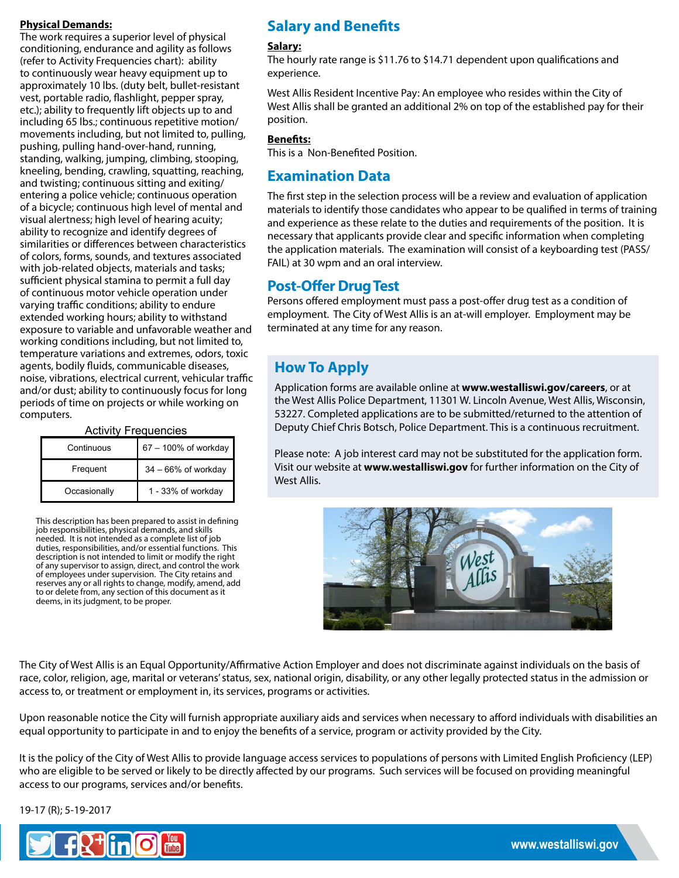**Physical Demands:**
The work requires a superior level of physical conditioning, endurance and agility as follows (refer to Activity Frequencies chart): ability to continuously wear heavy equipment up to approximately 10 lbs. (duty belt, bullet-resistant vest, portable radio, flashlight, pepper spray, etc.); ability to frequently lift objects up to and including 65 lbs.; continuous repetitive motion/movements including, but not limited to, pulling, pushing, pulling hand-over-hand, running, standing, walking, jumping, climbing, stooping, kneeling, bending, crawling, squatting, reaching, and twisting; continuous sitting and exiting/entering a police vehicle; continuous operation of a bicycle; continuous high level of mental and visual alertness; high level of hearing acuity; ability to recognize and identify degrees of similarities or differences between characteristics of colors, forms, sounds, and textures associated with job-related objects, materials and tasks; sufficient physical stamina to permit a full day of continuous motor vehicle operation under varying traffic conditions; ability to endure extended working hours; ability to withstand exposure to variable and unfavorable weather and working conditions including, but not limited to, temperature variations and extremes, odors, toxic agents, bodily fluids, communicable diseases, noise, vibrations, electrical current, vehicular traffic and/or dust; ability to continuously focus for long periods of time on projects or while working on computers.

Activity Frequencies

| Continuous | 67 – 100% of workday |
|---|---|
| Frequent | 34 – 66% of workday |
| Occasionally | 1 - 33% of workday |

This description has been prepared to assist in defining job responsibilities, physical demands, and skills needed. It is not intended as a complete list of job duties, responsibilities, and/or essential functions. This description is not intended to limit or modify the right of any supervisor to assign, direct, and control the work of employees under supervision. The City retains and reserves any or all rights to change, modify, amend, add to or delete from, any section of this document as it deems, in its judgment, to be proper.

## Salary and Benefits

**Salary:**
The hourly rate range is $11.76 to $14.71 dependent upon qualifications and experience.

West Allis Resident Incentive Pay: An employee who resides within the City of West Allis shall be granted an additional 2% on top of the established pay for their position.

**Benefits:**
This is a Non-Benefited Position.

## Examination Data

The first step in the selection process will be a review and evaluation of application materials to identify those candidates who appear to be qualified in terms of training and experience as these relate to the duties and requirements of the position. It is necessary that applicants provide clear and specific information when completing the application materials. The examination will consist of a keyboarding test (PASS/FAIL) at 30 wpm and an oral interview.

## Post-Offer Drug Test

Persons offered employment must pass a post-offer drug test as a condition of employment. The City of West Allis is an at-will employer. Employment may be terminated at any time for any reason.

## How To Apply

Application forms are available online at **www.westalliswi.gov/careers**, or at the West Allis Police Department, 11301 W. Lincoln Avenue, West Allis, Wisconsin, 53227. Completed applications are to be submitted/returned to the attention of Deputy Chief Chris Botsch, Police Department. This is a continuous recruitment.

Please note: A job interest card may not be substituted for the application form. Visit our website at **www.westalliswi.gov** for further information on the City of West Allis.

The City of West Allis is an Equal Opportunity/Affirmative Action Employer and does not discriminate against individuals on the basis of race, color, religion, age, marital or veterans' status, sex, national origin, disability, or any other legally protected status in the admission or access to, or treatment or employment in, its services, programs or activities.

Upon reasonable notice the City will furnish appropriate auxiliary aids and services when necessary to afford individuals with disabilities an equal opportunity to participate in and to enjoy the benefits of a service, program or activity provided by the City.

It is the policy of the City of West Allis to provide language access services to populations of persons with Limited English Proficiency (LEP) who are eligible to be served or likely to be directly affected by our programs. Such services will be focused on providing meaningful access to our programs, services and/or benefits.

19-17 (R); 5-19-2017

www.westalliswi.gov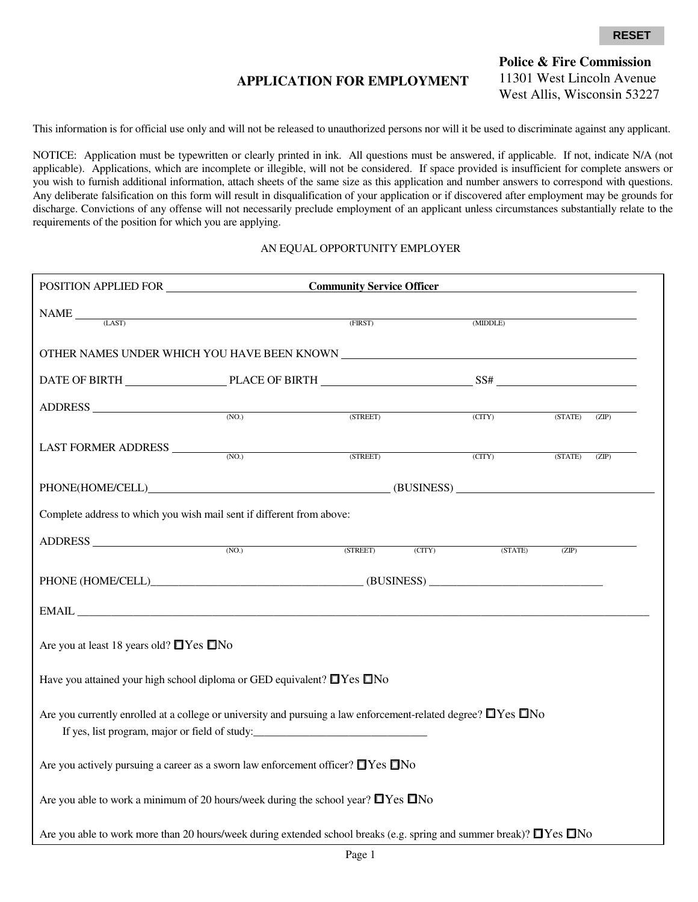RESET

**Police & Fire Commission**
11301 West Lincoln Avenue
West Allis, Wisconsin 53227

# APPLICATION FOR EMPLOYMENT

This information is for official use only and will not be released to unauthorized persons nor will it be used to discriminate against any applicant.

NOTICE: Application must be typewritten or clearly printed in ink. All questions must be answered, if applicable. If not, indicate N/A (not applicable). Applications, which are incomplete or illegible, will not be considered. If space provided is insufficient for complete answers or you wish to furnish additional information, attach sheets of the same size as this application and number answers to correspond with questions. Any deliberate falsification on this form will result in disqualification of your application or if discovered after employment may be grounds for discharge. Convictions of any offense will not necessarily preclude employment of an applicant unless circumstances substantially relate to the requirements of the position for which you are applying.

AN EQUAL OPPORTUNITY EMPLOYER

POSITION APPLIED FOR **Community Service Officer**

NAME ________________________________________________
(LAST) (FIRST) (MIDDLE)

OTHER NAMES UNDER WHICH YOU HAVE BEEN KNOWN ________________________________

DATE OF BIRTH ______________ PLACE OF BIRTH ____________________ SS# ____________________

ADDRESS ________________________________________________
(NO.) (STREET) (CITY) (STATE) (ZIP)

LAST FORMER ADDRESS ________________________________________________
(NO.) (STREET) (CITY) (STATE) (ZIP)

PHONE(HOME/CELL)________________________________ (BUSINESS) ____________________________

Complete address to which you wish mail sent if different from above:

ADDRESS ________________________________________________
(NO.) (STREET) (CITY) (STATE) (ZIP)

PHONE (HOME/CELL)______________________________________ (BUSINESS) _______________________________

EMAIL ____________________________________________________________________________________________

Are you at least 18 years old? ☐Yes ☐No

Have you attained your high school diploma or GED equivalent? ☐Yes ☐No

Are you currently enrolled at a college or university and pursuing a law enforcement-related degree? ☐Yes ☐No
If yes, list program, major or field of study:_______________________________

Are you actively pursuing a career as a sworn law enforcement officer? ☐Yes ☐No

Are you able to work a minimum of 20 hours/week during the school year? ☐Yes ☐No

Are you able to work more than 20 hours/week during extended school breaks (e.g. spring and summer break)? ☐Yes ☐No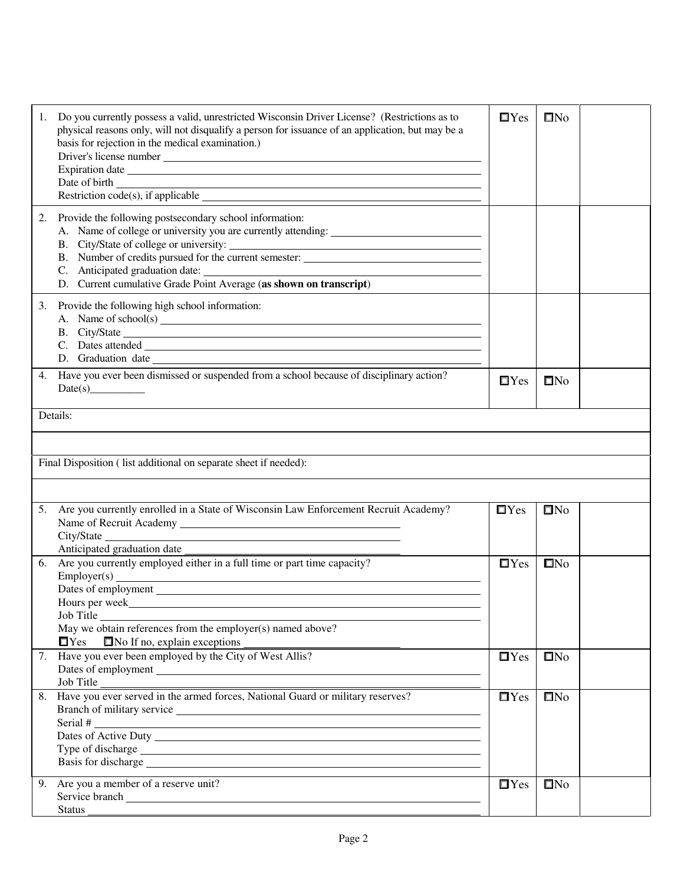| | | | |
|---|---|---|---|
| 1. Do you currently possess a valid, unrestricted Wisconsin Driver License? (Restrictions as to physical reasons only, will not disqualify a person for issuance of an application, but may be a basis for rejection in the medical examination.)<br>Driver's license number \_\_\_\_\_\_\_\_\_\_<br>Expiration date \_\_\_\_\_\_\_\_\_\_<br>Date of birth \_\_\_\_\_\_\_\_\_\_<br>Restriction code(s), if applicable \_\_\_\_\_\_\_\_\_\_ | ☐Yes | ☐No | |
| 2. Provide the following postsecondary school information:<br>A. Name of college or university you are currently attending: \_\_\_\_\_\_\_\_\_\_<br>B. City/State of college or university: \_\_\_\_\_\_\_\_\_\_<br>B. Number of credits pursued for the current semester: \_\_\_\_\_\_\_\_\_\_<br>C. Anticipated graduation date: \_\_\_\_\_\_\_\_\_\_<br>D. Current cumulative Grade Point Average (**as shown on transcript**) | | | |
| 3. Provide the following high school information:<br>A. Name of school(s) \_\_\_\_\_\_\_\_\_\_<br>B. City/State \_\_\_\_\_\_\_\_\_\_<br>C. Dates attended \_\_\_\_\_\_\_\_\_\_<br>D. Graduation date \_\_\_\_\_\_\_\_\_\_ | | | |
| 4. Have you ever been dismissed or suspended from a school because of disciplinary action?<br>Date(s)\_\_\_\_\_\_\_\_\_\_ | ☐Yes | ☐No | |
| Details: | | | |
| | | | |
| Final Disposition ( list additional on separate sheet if needed): | | | |
| | | | |
| 5. Are you currently enrolled in a State of Wisconsin Law Enforcement Recruit Academy?<br>Name of Recruit Academy \_\_\_\_\_\_\_\_\_\_<br>City/State \_\_\_\_\_\_\_\_\_\_<br>Anticipated graduation date \_\_\_\_\_\_\_\_\_\_ | ☐Yes | ☐No | |
| 6. Are you currently employed either in a full time or part time capacity?<br>Employer(s) \_\_\_\_\_\_\_\_\_\_<br>Dates of employment \_\_\_\_\_\_\_\_\_\_<br>Hours per week\_\_\_\_\_\_\_\_\_\_<br>Job Title \_\_\_\_\_\_\_\_\_\_<br>May we obtain references from the employer(s) named above?<br>☐Yes ☐No If no, explain exceptions \_\_\_\_\_\_\_\_\_\_ | ☐Yes | ☐No | |
| 7. Have you ever been employed by the City of West Allis?<br>Dates of employment \_\_\_\_\_\_\_\_\_\_<br>Job Title \_\_\_\_\_\_\_\_\_\_ | ☐Yes | ☐No | |
| 8. Have you ever served in the armed forces, National Guard or military reserves?<br>Branch of military service \_\_\_\_\_\_\_\_\_\_<br>Serial # \_\_\_\_\_\_\_\_\_\_<br>Dates of Active Duty \_\_\_\_\_\_\_\_\_\_<br>Type of discharge \_\_\_\_\_\_\_\_\_\_<br>Basis for discharge \_\_\_\_\_\_\_\_\_\_ | ☐Yes | ☐No | |
| 9. Are you a member of a reserve unit?<br>Service branch \_\_\_\_\_\_\_\_\_\_<br>Status \_\_\_\_\_\_\_\_\_\_ | ☐Yes | ☐No | |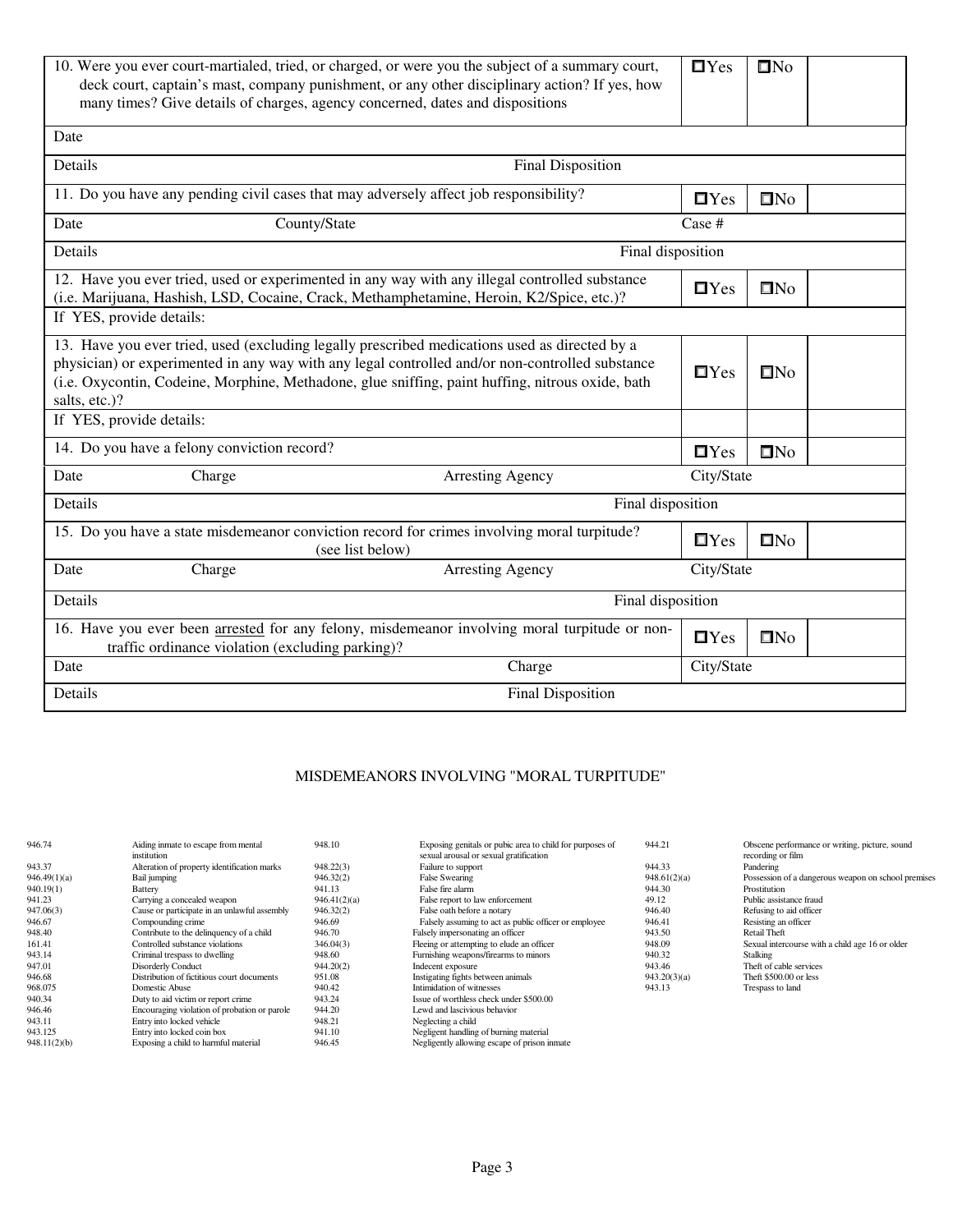| 10. Were you ever court-martialed, tried, or charged, or were you the subject of a summary court, deck court, captain's mast, company punishment, or any other disciplinary action? If yes, how many times? Give details of charges, agency concerned, dates and dispositions | | | ☐Yes | ☐No | |
|---|---|---|---|---|---|
| Date | | | | | |
| Details | | Final Disposition | | | |
| 11. Do you have any pending civil cases that may adversely affect job responsibility? | | | ☐Yes | ☐No | |
| Date | County/State | | Case # | | |
| Details | | Final disposition | | | |
| 12. Have you ever tried, used or experimented in any way with any illegal controlled substance (i.e. Marijuana, Hashish, LSD, Cocaine, Crack, Methamphetamine, Heroin, K2/Spice, etc.)? | | | ☐Yes | ☐No | |
| If YES, provide details: | | | | | |
| 13. Have you ever tried, used (excluding legally prescribed medications used as directed by a physician) or experimented in any way with any legal controlled and/or non-controlled substance (i.e. Oxycontin, Codeine, Morphine, Methadone, glue sniffing, paint huffing, nitrous oxide, bath salts, etc.)? | | | ☐Yes | ☐No | |
| If YES, provide details: | | | | | |
| 14. Do you have a felony conviction record? | | | ☐Yes | ☐No | |
| Date | Charge | Arresting Agency | City/State | | |
| Details | | Final disposition | | | |
| 15. Do you have a state misdemeanor conviction record for crimes involving moral turpitude? (see list below) | | | ☐Yes | ☐No | |
| Date | Charge | Arresting Agency | City/State | | |
| Details | | Final disposition | | | |
| 16. Have you ever been arrested for any felony, misdemeanor involving moral turpitude or non-traffic ordinance violation (excluding parking)? | | | ☐Yes | ☐No | |
| Date | | Charge | City/State | | |
| Details | | Final Disposition | | | |

## MISDEMEANORS INVOLVING "MORAL TURPITUDE"

| Statute | Offense | Statute | Offense | Statute | Offense |
|---|---|---|---|---|---|
| 946.74 | Aiding inmate to escape from mental institution | 948.10 | Exposing genitals or pubic area to child for purposes of sexual arousal or sexual gratification | 944.21 | Obscene performance or writing, picture, sound recording or film |
| 943.37 | Alteration of property identification marks | 948.22(3) | Failure to support | 944.33 | Pandering |
| 946.49(1)(a) | Bail jumping | 946.32(2) | False Swearing | 948.61(2)(a) | Possession of a dangerous weapon on school premises |
| 940.19(1) | Battery | 941.13 | False fire alarm | 944.30 | Prostitution |
| 941.23 | Carrying a concealed weapon | 946.41(2)(a) | False report to law enforcement | 49.12 | Public assistance fraud |
| 947.06(3) | Cause or participate in an unlawful assembly | 946.32(2) | False oath before a notary | 946.40 | Refusing to aid officer |
| 946.67 | Compounding crime | 946.69 | Falsely assuming to act as public officer or employee | 946.41 | Resisting an officer |
| 948.40 | Contribute to the delinquency of a child | 946.70 | Falsely impersonating an officer | 943.50 | Retail Theft |
| 161.41 | Controlled substance violations | 346.04(3) | Fleeing or attempting to elude an officer | 948.09 | Sexual intercourse with a child age 16 or older |
| 943.14 | Criminal trespass to dwelling | 948.60 | Furnishing weapons/firearms to minors | 940.32 | Stalking |
| 947.01 | Disorderly Conduct | 944.20(2) | Indecent exposure | 943.46 | Theft of cable services |
| 946.68 | Distribution of fictitious court documents | 951.08 | Instigating fights between animals | 943.20(3)(a) | Theft $500.00 or less |
| 968.075 | Domestic Abuse | 940.42 | Intimidation of witnesses | 943.13 | Trespass to land |
| 940.34 | Duty to aid victim or report crime | 943.24 | Issue of worthless check under $500.00 | | |
| 946.46 | Encouraging violation of probation or parole | 944.20 | Lewd and lascivious behavior | | |
| 943.11 | Entry into locked vehicle | 948.21 | Neglecting a child | | |
| 943.125 | Entry into locked coin box | 941.10 | Negligent handling of burning material | | |
| 948.11(2)(b) | Exposing a child to harmful material | 946.45 | Negligently allowing escape of prison inmate | | |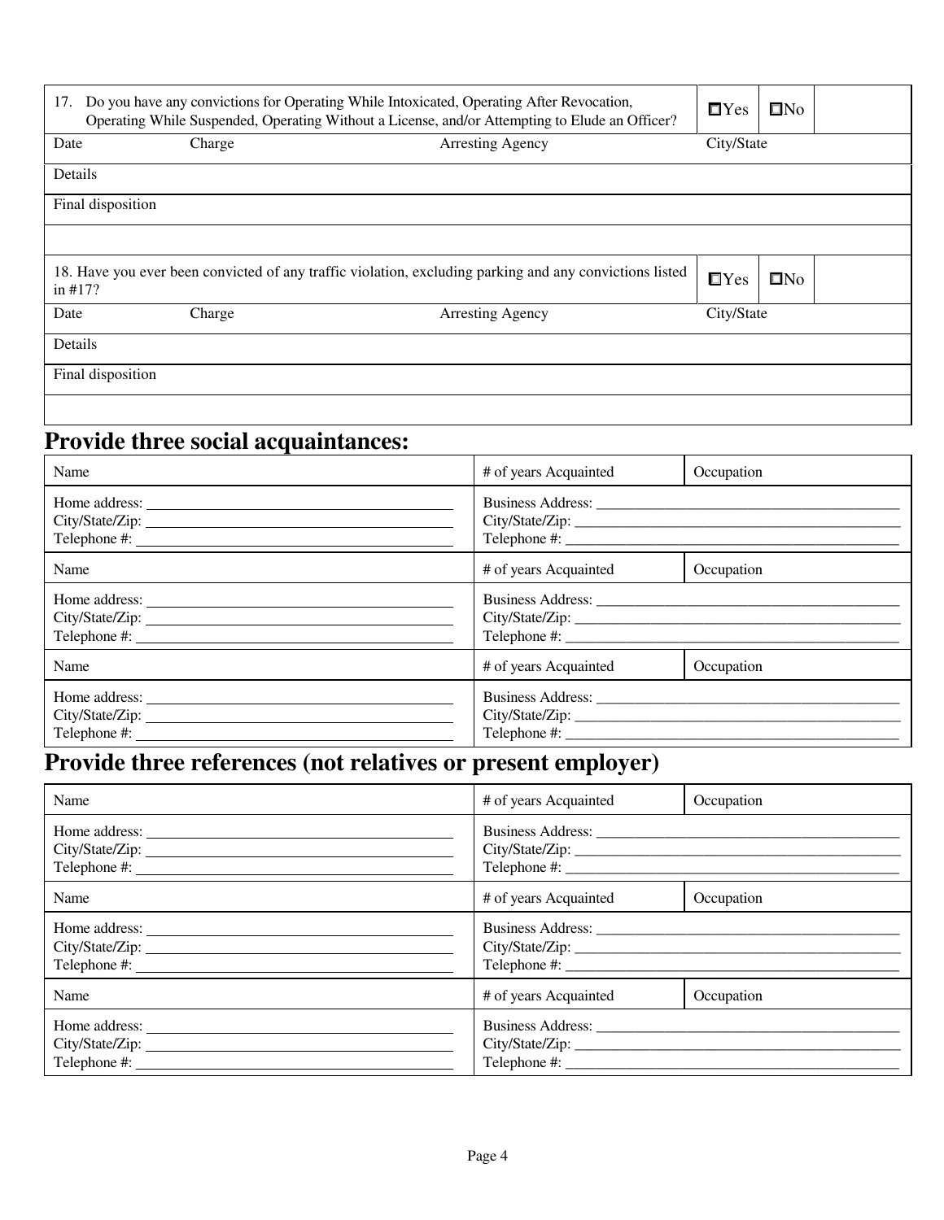| 17. Do you have any convictions for Operating While Intoxicated, Operating After Revocation, Operating While Suspended, Operating Without a License, and/or Attempting to Elude an Officer? | | ☐Yes | ☐No |
|---|---|---|---|
| Date &nbsp;&nbsp;&nbsp;&nbsp;&nbsp;&nbsp;&nbsp; Charge | Arresting Agency | City/State | |
| Details | | | |
| Final disposition | | | |
| | | | |

| 18. Have you ever been convicted of any traffic violation, excluding parking and any convictions listed in #17? | | ☐Yes | ☐No |
|---|---|---|---|
| Date &nbsp;&nbsp;&nbsp;&nbsp;&nbsp;&nbsp;&nbsp; Charge | Arresting Agency | City/State | |
| Details | | | |
| Final disposition | | | |
| | | | |

## Provide three social acquaintances:

| Name | # of years Acquainted | Occupation |
|---|---|---|
| Home address: ______<br>City/State/Zip: ______<br>Telephone #: ______ | Business Address: ______<br>City/State/Zip: ______<br>Telephone #: ______ | |
| Name | # of years Acquainted | Occupation |
| Home address: ______<br>City/State/Zip: ______<br>Telephone #: ______ | Business Address: ______<br>City/State/Zip: ______<br>Telephone #: ______ | |
| Name | # of years Acquainted | Occupation |
| Home address: ______<br>City/State/Zip: ______<br>Telephone #: ______ | Business Address: ______<br>City/State/Zip: ______<br>Telephone #: ______ | |

## Provide three references (not relatives or present employer)

| Name | # of years Acquainted | Occupation |
|---|---|---|
| Home address: ______<br>City/State/Zip: ______<br>Telephone #: ______ | Business Address: ______<br>City/State/Zip: ______<br>Telephone #: ______ | |
| Name | # of years Acquainted | Occupation |
| Home address: ______<br>City/State/Zip: ______<br>Telephone #: ______ | Business Address: ______<br>City/State/Zip: ______<br>Telephone #: ______ | |
| Name | # of years Acquainted | Occupation |
| Home address: ______<br>City/State/Zip: ______<br>Telephone #: ______ | Business Address: ______<br>City/State/Zip: ______<br>Telephone #: ______ | |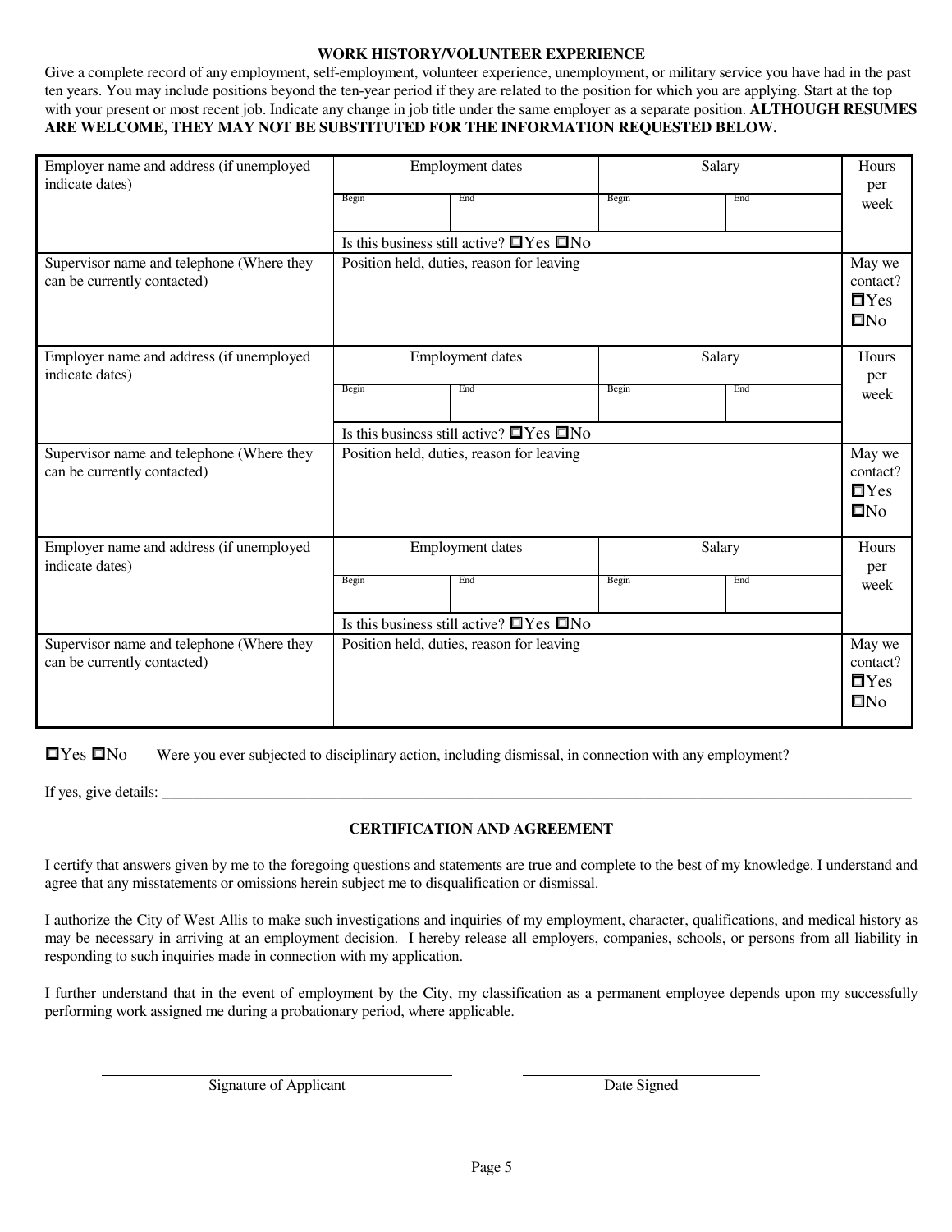## WORK HISTORY/VOLUNTEER EXPERIENCE

Give a complete record of any employment, self-employment, volunteer experience, unemployment, or military service you have had in the past ten years. You may include positions beyond the ten-year period if they are related to the position for which you are applying. Start at the top with your present or most recent job. Indicate any change in job title under the same employer as a separate position. **ALTHOUGH RESUMES ARE WELCOME, THEY MAY NOT BE SUBSTITUTED FOR THE INFORMATION REQUESTED BELOW.**

| Employer name and address (if unemployed indicate dates) | Employment dates | | Salary | | Hours per week |
|---|---|---|---|---|---|
| | Begin | End | Begin | End | |
| | Is this business still active? ☐Yes ☐No | | | | |
| Supervisor name and telephone (Where they can be currently contacted) | Position held, duties, reason for leaving | | | | May we contact? ☐Yes ☐No |
| Employer name and address (if unemployed indicate dates) | Employment dates | | Salary | | Hours per week |
| | Begin | End | Begin | End | |
| | Is this business still active? ☐Yes ☐No | | | | |
| Supervisor name and telephone (Where they can be currently contacted) | Position held, duties, reason for leaving | | | | May we contact? ☐Yes ☐No |
| Employer name and address (if unemployed indicate dates) | Employment dates | | Salary | | Hours per week |
| | Begin | End | Begin | End | |
| | Is this business still active? ☐Yes ☐No | | | | |
| Supervisor name and telephone (Where they can be currently contacted) | Position held, duties, reason for leaving | | | | May we contact? ☐Yes ☐No |

☐Yes ☐No Were you ever subjected to disciplinary action, including dismissal, in connection with any employment?

If yes, give details: ____________________________________________________________________________

## CERTIFICATION AND AGREEMENT

I certify that answers given by me to the foregoing questions and statements are true and complete to the best of my knowledge. I understand and agree that any misstatements or omissions herein subject me to disqualification or dismissal.

I authorize the City of West Allis to make such investigations and inquiries of my employment, character, qualifications, and medical history as may be necessary in arriving at an employment decision. I hereby release all employers, companies, schools, or persons from all liability in responding to such inquiries made in connection with my application.

I further understand that in the event of employment by the City, my classification as a permanent employee depends upon my successfully performing work assigned me during a probationary period, where applicable.

_______________________________ Signature of Applicant

_______________________________ Date Signed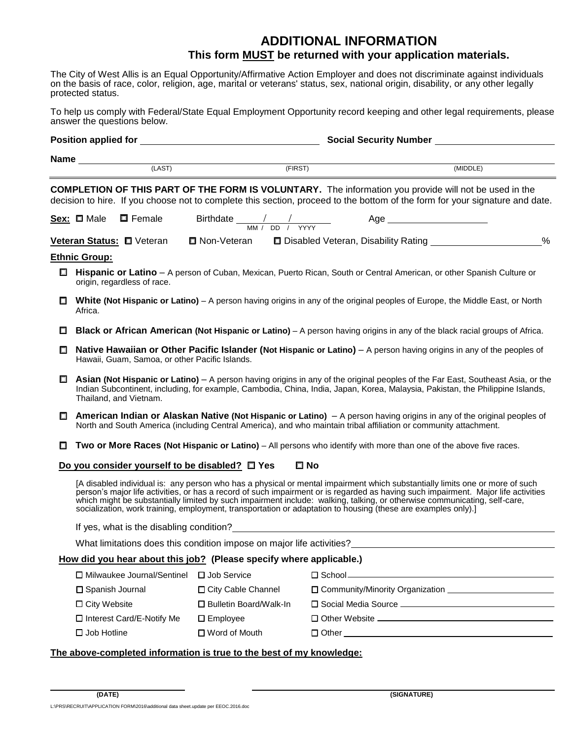# ADDITIONAL INFORMATION

## This form MUST be returned with your application materials.

The City of West Allis is an Equal Opportunity/Affirmative Action Employer and does not discriminate against individuals on the basis of race, color, religion, age, marital or veterans' status, sex, national origin, disability, or any other legally protected status.

To help us comply with Federal/State Equal Employment Opportunity record keeping and other legal requirements, please answer the questions below.

**Position applied for** ______________________ **Social Security Number** ______________________

**Name** ______________________________________________
(LAST) (FIRST) (MIDDLE)

**COMPLETION OF THIS PART OF THE FORM IS VOLUNTARY.** The information you provide will not be used in the decision to hire. If you choose not to complete this section, proceed to the bottom of the form for your signature and date.

**Sex:** ☐ Male ☐ Female Birthdate ____ / ____ / ______ (MM / DD / YYYY) Age ______________

**Veteran Status:** ☐ Veteran ☐ Non-Veteran ☐ Disabled Veteran, Disability Rating ______________%

**Ethnic Group:**

- ☐ **Hispanic or Latino** – A person of Cuban, Mexican, Puerto Rican, South or Central American, or other Spanish Culture or origin, regardless of race.
- ☐ **White (Not Hispanic or Latino)** – A person having origins in any of the original peoples of Europe, the Middle East, or North Africa.
- ☐ **Black or African American (Not Hispanic or Latino)** – A person having origins in any of the black racial groups of Africa.
- ☐ **Native Hawaiian or Other Pacific Islander (Not Hispanic or Latino)** – A person having origins in any of the peoples of Hawaii, Guam, Samoa, or other Pacific Islands.
- ☐ **Asian (Not Hispanic or Latino)** – A person having origins in any of the original peoples of the Far East, Southeast Asia, or the Indian Subcontinent, including, for example, Cambodia, China, India, Japan, Korea, Malaysia, Pakistan, the Philippine Islands, Thailand, and Vietnam.
- ☐ **American Indian or Alaskan Native (Not Hispanic or Latino)** – A person having origins in any of the original peoples of North and South America (including Central America), and who maintain tribal affiliation or community attachment.
- ☐ **Two or More Races (Not Hispanic or Latino)** – All persons who identify with more than one of the above five races.

**Do you consider yourself to be disabled?** ☐ **Yes** ☐ **No**

[A disabled individual is: any person who has a physical or mental impairment which substantially limits one or more of such person's major life activities, or has a record of such impairment or is regarded as having such impairment. Major life activities which might be substantially limited by such impairment include: walking, talking, or otherwise communicating, self-care, socialization, work training, employment, transportation or adaptation to housing (these are examples only).]

If yes, what is the disabling condition? ______________________________________________

What limitations does this condition impose on major life activities? ______________________________

**How did you hear about this job? (Please specify where applicable.)**

| | | |
|---|---|---|
| ☐ Milwaukee Journal/Sentinel | ☐ Job Service | ☐ School ______________ |
| ☐ Spanish Journal | ☐ City Cable Channel | ☐ Community/Minority Organization ______________ |
| ☐ City Website | ☐ Bulletin Board/Walk-In | ☐ Social Media Source ______________ |
| ☐ Interest Card/E-Notify Me | ☐ Employee | ☐ Other Website ______________ |
| ☐ Job Hotline | ☐ Word of Mouth | ☐ Other ______________ |

**The above-completed information is true to the best of my knowledge:**

______________________ (DATE) ______________________________ (SIGNATURE)

L:\PRS\RECRUIT\APPLICATION FORM\2016\additional data sheet.update per EEOC.2016.doc